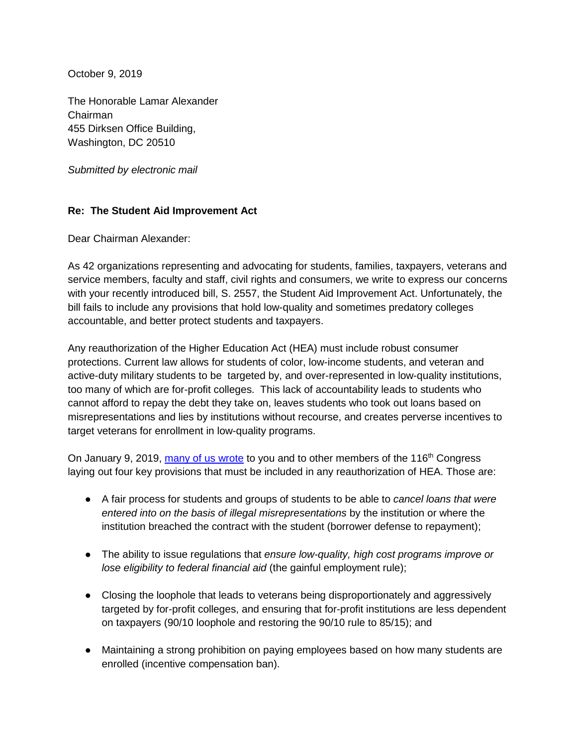October 9, 2019

The Honorable Lamar Alexander
Chairman
455 Dirksen Office Building,
Washington, DC 20510

*Submitted by electronic mail*

**Re: The Student Aid Improvement Act**

Dear Chairman Alexander:

As 42 organizations representing and advocating for students, families, taxpayers, veterans and service members, faculty and staff, civil rights and consumers, we write to express our concerns with your recently introduced bill, S. 2557, the Student Aid Improvement Act. Unfortunately, the bill fails to include any provisions that hold low-quality and sometimes predatory colleges accountable, and better protect students and taxpayers.

Any reauthorization of the Higher Education Act (HEA) must include robust consumer protections. Current law allows for students of color, low-income students, and veteran and active-duty military students to be targeted by, and over-represented in low-quality institutions, too many of which are for-profit colleges. This lack of accountability leads to students who cannot afford to repay the debt they take on, leaves students who took out loans based on misrepresentations and lies by institutions without recourse, and creates perverse incentives to target veterans for enrollment in low-quality programs.

On January 9, 2019, many of us wrote to you and to other members of the 116th Congress laying out four key provisions that must be included in any reauthorization of HEA. Those are:

- A fair process for students and groups of students to be able to *cancel loans that were entered into on the basis of illegal misrepresentations* by the institution or where the institution breached the contract with the student (borrower defense to repayment);

- The ability to issue regulations that *ensure low-quality, high cost programs improve or lose eligibility to federal financial aid* (the gainful employment rule);

- Closing the loophole that leads to veterans being disproportionately and aggressively targeted by for-profit colleges, and ensuring that for-profit institutions are less dependent on taxpayers (90/10 loophole and restoring the 90/10 rule to 85/15); and

- Maintaining a strong prohibition on paying employees based on how many students are enrolled (incentive compensation ban).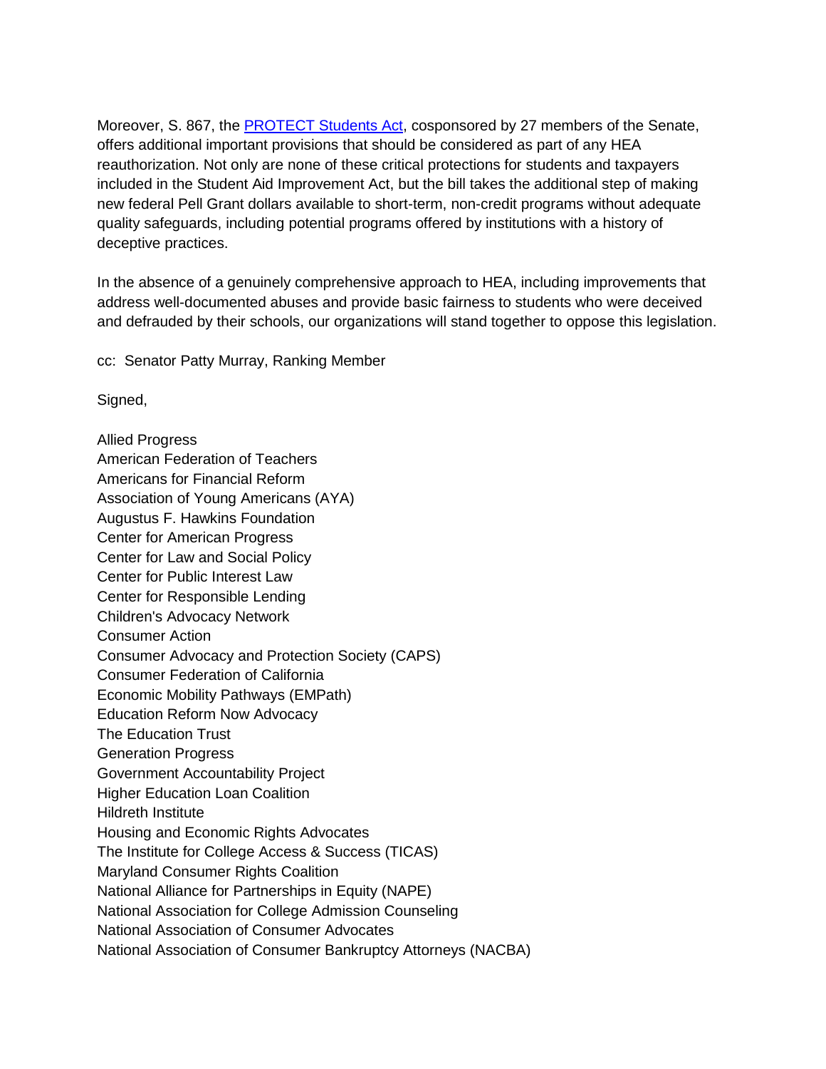Moreover, S. 867, the [PROTECT Students Act](), cosponsored by 27 members of the Senate, offers additional important provisions that should be considered as part of any HEA reauthorization. Not only are none of these critical protections for students and taxpayers included in the Student Aid Improvement Act, but the bill takes the additional step of making new federal Pell Grant dollars available to short-term, non-credit programs without adequate quality safeguards, including potential programs offered by institutions with a history of deceptive practices.

In the absence of a genuinely comprehensive approach to HEA, including improvements that address well-documented abuses and provide basic fairness to students who were deceived and defrauded by their schools, our organizations will stand together to oppose this legislation.

cc: Senator Patty Murray, Ranking Member

Signed,

Allied Progress
American Federation of Teachers
Americans for Financial Reform
Association of Young Americans (AYA)
Augustus F. Hawkins Foundation
Center for American Progress
Center for Law and Social Policy
Center for Public Interest Law
Center for Responsible Lending
Children's Advocacy Network
Consumer Action
Consumer Advocacy and Protection Society (CAPS)
Consumer Federation of California
Economic Mobility Pathways (EMPath)
Education Reform Now Advocacy
The Education Trust
Generation Progress
Government Accountability Project
Higher Education Loan Coalition
Hildreth Institute
Housing and Economic Rights Advocates
The Institute for College Access & Success (TICAS)
Maryland Consumer Rights Coalition
National Alliance for Partnerships in Equity (NAPE)
National Association for College Admission Counseling
National Association of Consumer Advocates
National Association of Consumer Bankruptcy Attorneys (NACBA)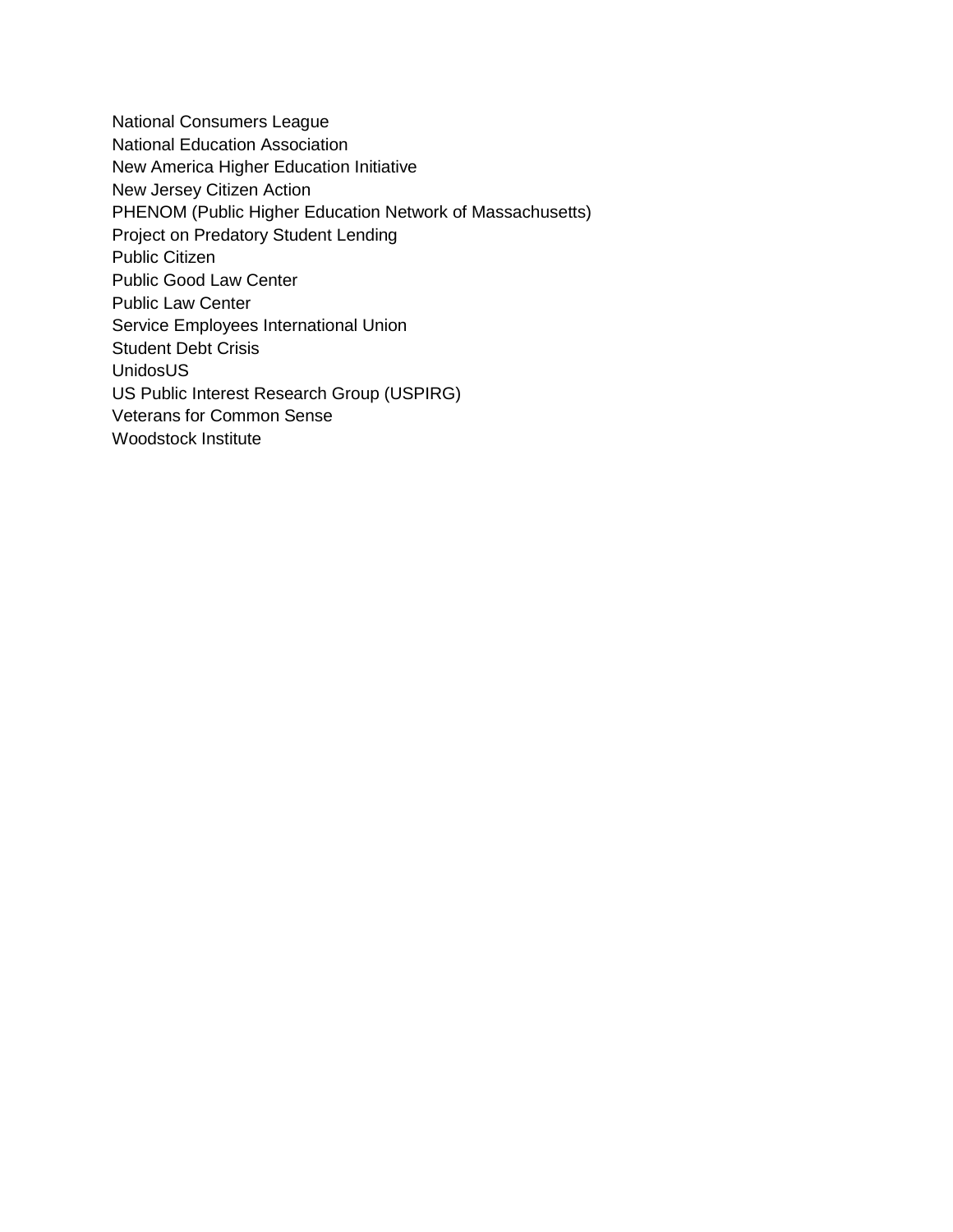National Consumers League
National Education Association
New America Higher Education Initiative
New Jersey Citizen Action
PHENOM (Public Higher Education Network of Massachusetts)
Project on Predatory Student Lending
Public Citizen
Public Good Law Center
Public Law Center
Service Employees International Union
Student Debt Crisis
UnidosUS
US Public Interest Research Group (USPIRG)
Veterans for Common Sense
Woodstock Institute